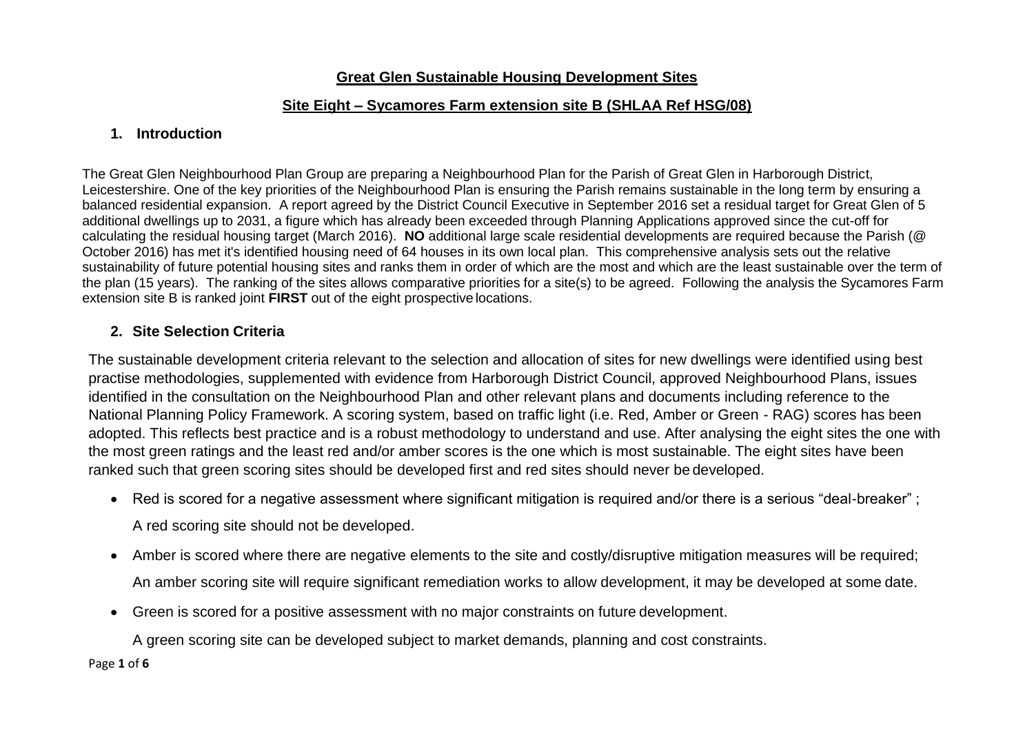# Great Glen Sustainable Housing Development Sites

## Site Eight – Sycamores Farm extension site B (SHLAA Ref HSG/08)

### 1. Introduction

The Great Glen Neighbourhood Plan Group are preparing a Neighbourhood Plan for the Parish of Great Glen in Harborough District, Leicestershire. One of the key priorities of the Neighbourhood Plan is ensuring the Parish remains sustainable in the long term by ensuring a balanced residential expansion. A report agreed by the District Council Executive in September 2016 set a residual target for Great Glen of 5 additional dwellings up to 2031, a figure which has already been exceeded through Planning Applications approved since the cut-off for calculating the residual housing target (March 2016). **NO** additional large scale residential developments are required because the Parish (@ October 2016) has met it's identified housing need of 64 houses in its own local plan. This comprehensive analysis sets out the relative sustainability of future potential housing sites and ranks them in order of which are the most and which are the least sustainable over the term of the plan (15 years). The ranking of the sites allows comparative priorities for a site(s) to be agreed. Following the analysis the Sycamores Farm extension site B is ranked joint **FIRST** out of the eight prospective locations.

### 2. Site Selection Criteria

The sustainable development criteria relevant to the selection and allocation of sites for new dwellings were identified using best practise methodologies, supplemented with evidence from Harborough District Council, approved Neighbourhood Plans, issues identified in the consultation on the Neighbourhood Plan and other relevant plans and documents including reference to the National Planning Policy Framework. A scoring system, based on traffic light (i.e. Red, Amber or Green - RAG) scores has been adopted. This reflects best practice and is a robust methodology to understand and use. After analysing the eight sites the one with the most green ratings and the least red and/or amber scores is the one which is most sustainable. The eight sites have been ranked such that green scoring sites should be developed first and red sites should never be developed.

- Red is scored for a negative assessment where significant mitigation is required and/or there is a serious "deal-breaker" ;

  A red scoring site should not be developed.

- Amber is scored where there are negative elements to the site and costly/disruptive mitigation measures will be required;

  An amber scoring site will require significant remediation works to allow development, it may be developed at some date.

- Green is scored for a positive assessment with no major constraints on future development.

  A green scoring site can be developed subject to market demands, planning and cost constraints.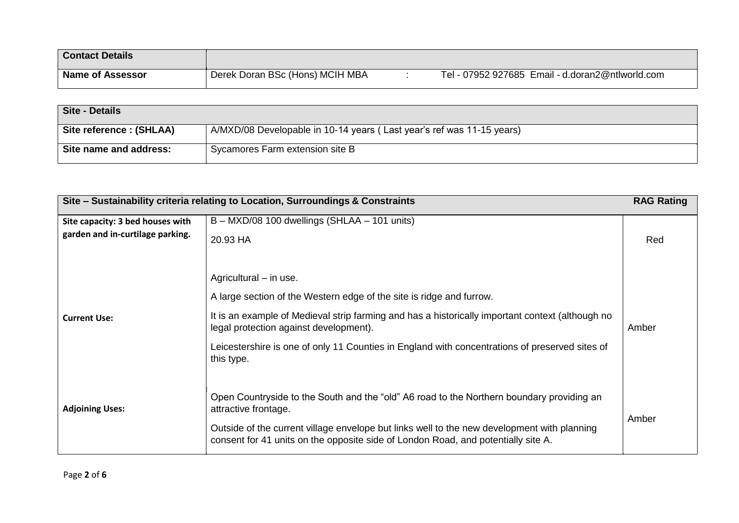| Contact Details | |
|---|---|
| **Name of Assessor** | Derek Doran BSc (Hons) MCIH MBA : Tel - 07952 927685 Email - d.doran2@ntlworld.com |

| Site - Details | |
|---|---|
| **Site reference : (SHLAA)** | A/MXD/08 Developable in 10-14 years ( Last year's ref was 11-15 years) |
| **Site name and address:** | Sycamores Farm extension site B |

| Site – Sustainability criteria relating to Location, Surroundings & Constraints | | RAG Rating |
|---|---|---|
| **Site capacity: 3 bed houses with garden and in-curtilage parking.** | B – MXD/08 100 dwellings (SHLAA – 101 units)<br><br>20.93 HA | Red |
| **Current Use:** | Agricultural – in use.<br><br>A large section of the Western edge of the site is ridge and furrow.<br><br>It is an example of Medieval strip farming and has a historically important context (although no legal protection against development).<br><br>Leicestershire is one of only 11 Counties in England with concentrations of preserved sites of this type. | Amber |
| **Adjoining Uses:** | Open Countryside to the South and the "old" A6 road to the Northern boundary providing an attractive frontage.<br><br>Outside of the current village envelope but links well to the new development with planning consent for 41 units on the opposite side of London Road, and potentially site A. | Amber |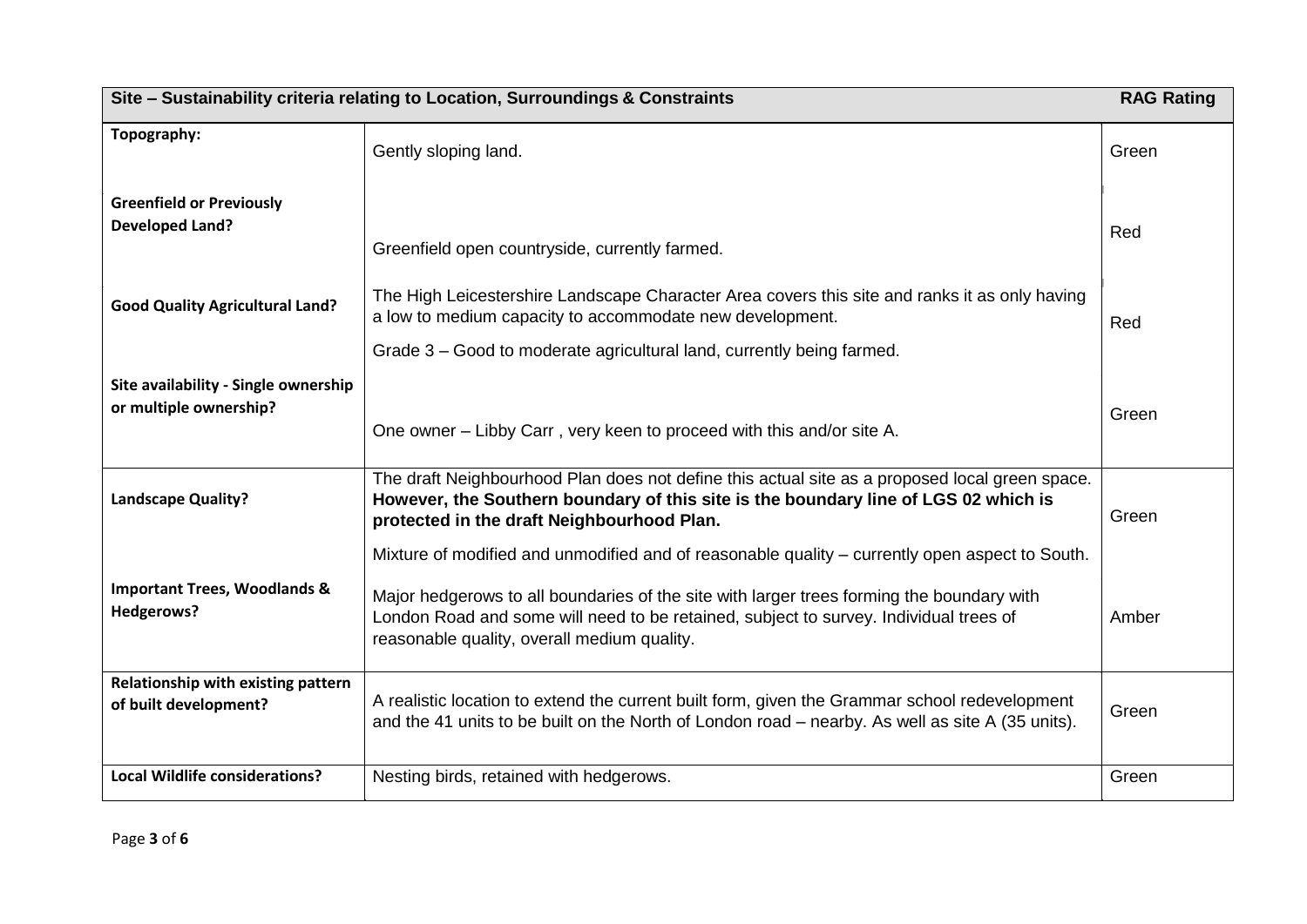| Site – Sustainability criteria relating to Location, Surroundings & Constraints | | RAG Rating |
|---|---|---|
| **Topography:** | Gently sloping land. | Green |
| **Greenfield or Previously Developed Land?** | Greenfield open countryside, currently farmed. | Red |
| **Good Quality Agricultural Land?** | The High Leicestershire Landscape Character Area covers this site and ranks it as only having a low to medium capacity to accommodate new development.<br>Grade 3 – Good to moderate agricultural land, currently being farmed. | Red |
| **Site availability - Single ownership or multiple ownership?** | One owner – Libby Carr , very keen to proceed with this and/or site A. | Green |
| **Landscape Quality?** | The draft Neighbourhood Plan does not define this actual site as a proposed local green space. **However, the Southern boundary of this site is the boundary line of LGS 02 which is protected in the draft Neighbourhood Plan.**<br>Mixture of modified and unmodified and of reasonable quality – currently open aspect to South. | Green |
| **Important Trees, Woodlands & Hedgerows?** | Major hedgerows to all boundaries of the site with larger trees forming the boundary with London Road and some will need to be retained, subject to survey. Individual trees of reasonable quality, overall medium quality. | Amber |
| **Relationship with existing pattern of built development?** | A realistic location to extend the current built form, given the Grammar school redevelopment and the 41 units to be built on the North of London road – nearby. As well as site A (35 units). | Green |
| **Local Wildlife considerations?** | Nesting birds, retained with hedgerows. | Green |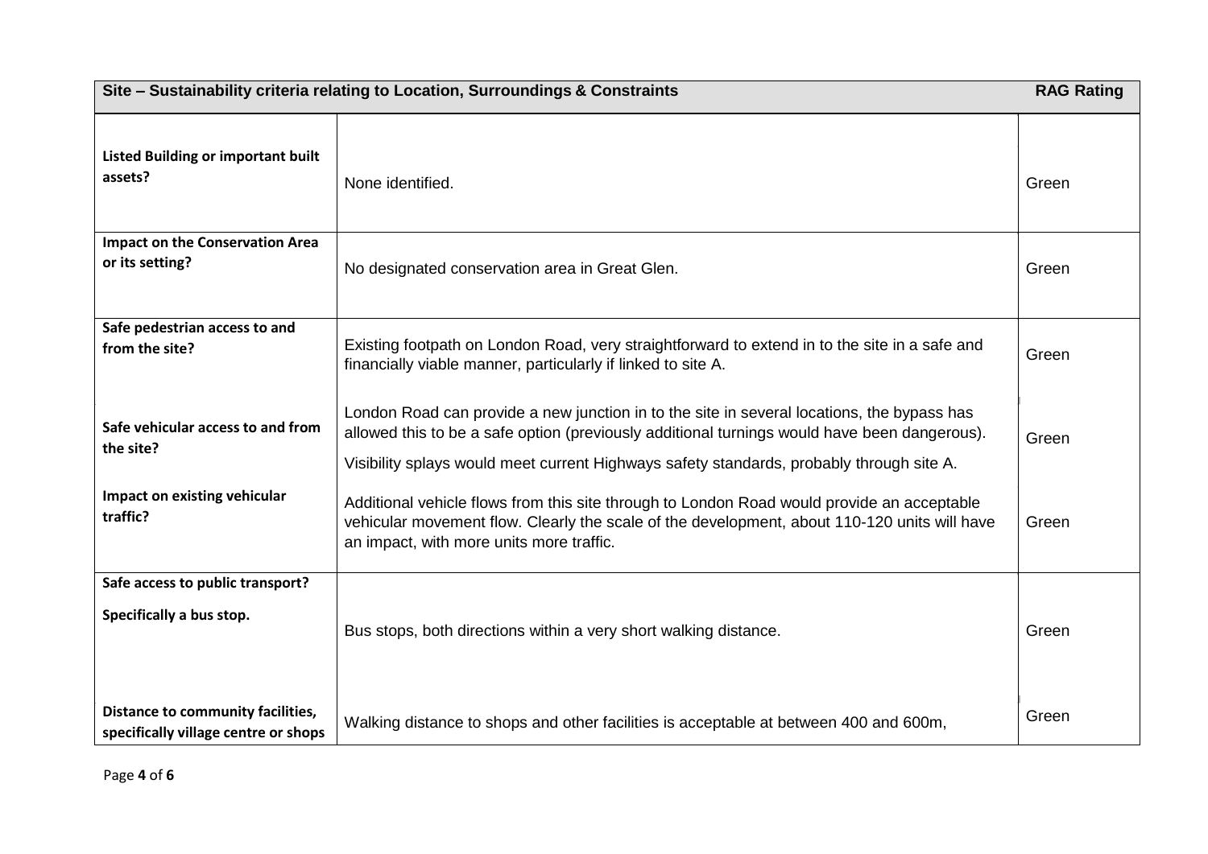| Site – Sustainability criteria relating to Location, Surroundings & Constraints | | RAG Rating |
|---|---|---|
| **Listed Building or important built assets?** | None identified. | Green |
| **Impact on the Conservation Area or its setting?** | No designated conservation area in Great Glen. | Green |
| **Safe pedestrian access to and from the site?** | Existing footpath on London Road, very straightforward to extend in to the site in a safe and financially viable manner, particularly if linked to site A. | Green |
| **Safe vehicular access to and from the site?** | London Road can provide a new junction in to the site in several locations, the bypass has allowed this to be a safe option (previously additional turnings would have been dangerous). Visibility splays would meet current Highways safety standards, probably through site A. | Green |
| **Impact on existing vehicular traffic?** | Additional vehicle flows from this site through to London Road would provide an acceptable vehicular movement flow. Clearly the scale of the development, about 110-120 units will have an impact, with more units more traffic. | Green |
| **Safe access to public transport? Specifically a bus stop.** | Bus stops, both directions within a very short walking distance. | Green |
| **Distance to community facilities, specifically village centre or shops** | Walking distance to shops and other facilities is acceptable at between 400 and 600m, | Green |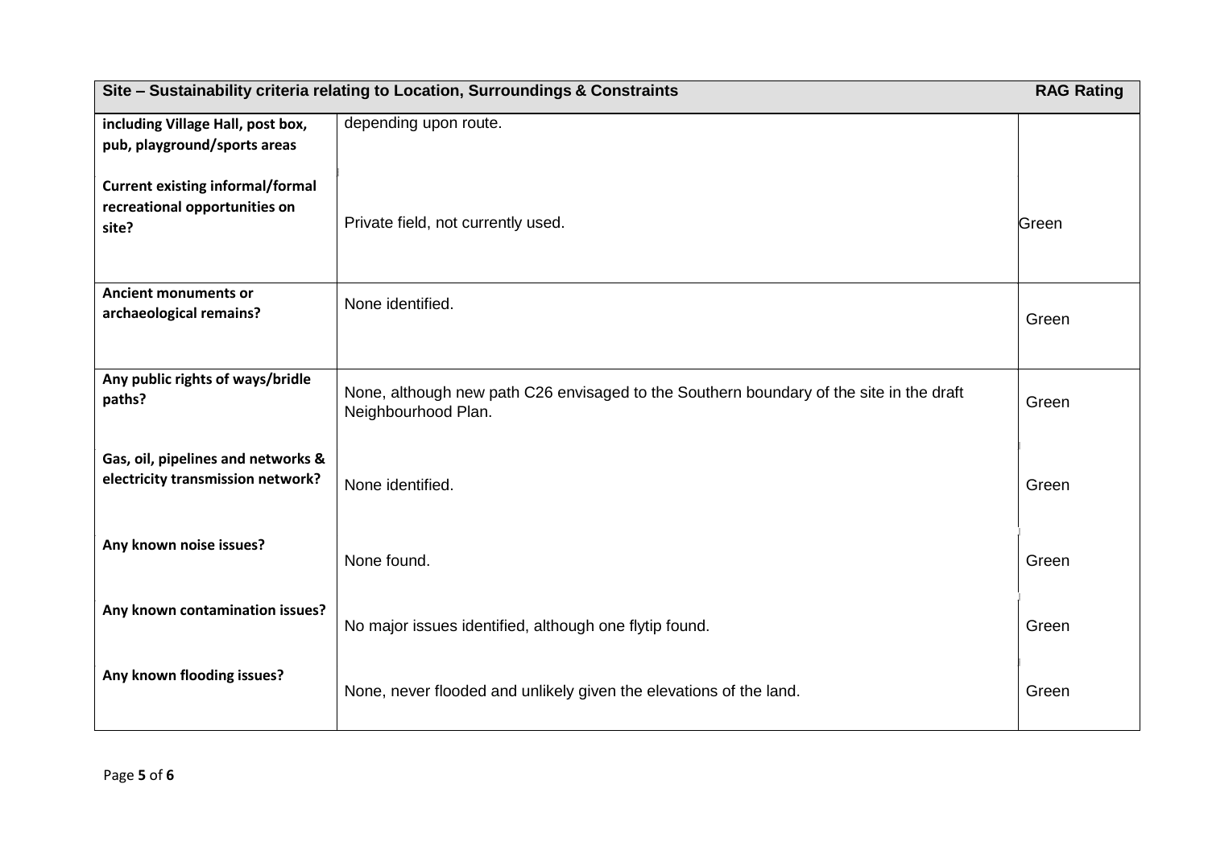| Site – Sustainability criteria relating to Location, Surroundings & Constraints | | RAG Rating |
|---|---|---|
| **including Village Hall, post box, pub, playground/sports areas** | depending upon route. | |
| **Current existing informal/formal recreational opportunities on site?** | Private field, not currently used. | Green |
| **Ancient monuments or archaeological remains?** | None identified. | Green |
| **Any public rights of ways/bridle paths?** | None, although new path C26 envisaged to the Southern boundary of the site in the draft Neighbourhood Plan. | Green |
| **Gas, oil, pipelines and networks & electricity transmission network?** | None identified. | Green |
| **Any known noise issues?** | None found. | Green |
| **Any known contamination issues?** | No major issues identified, although one flytip found. | Green |
| **Any known flooding issues?** | None, never flooded and unlikely given the elevations of the land. | Green |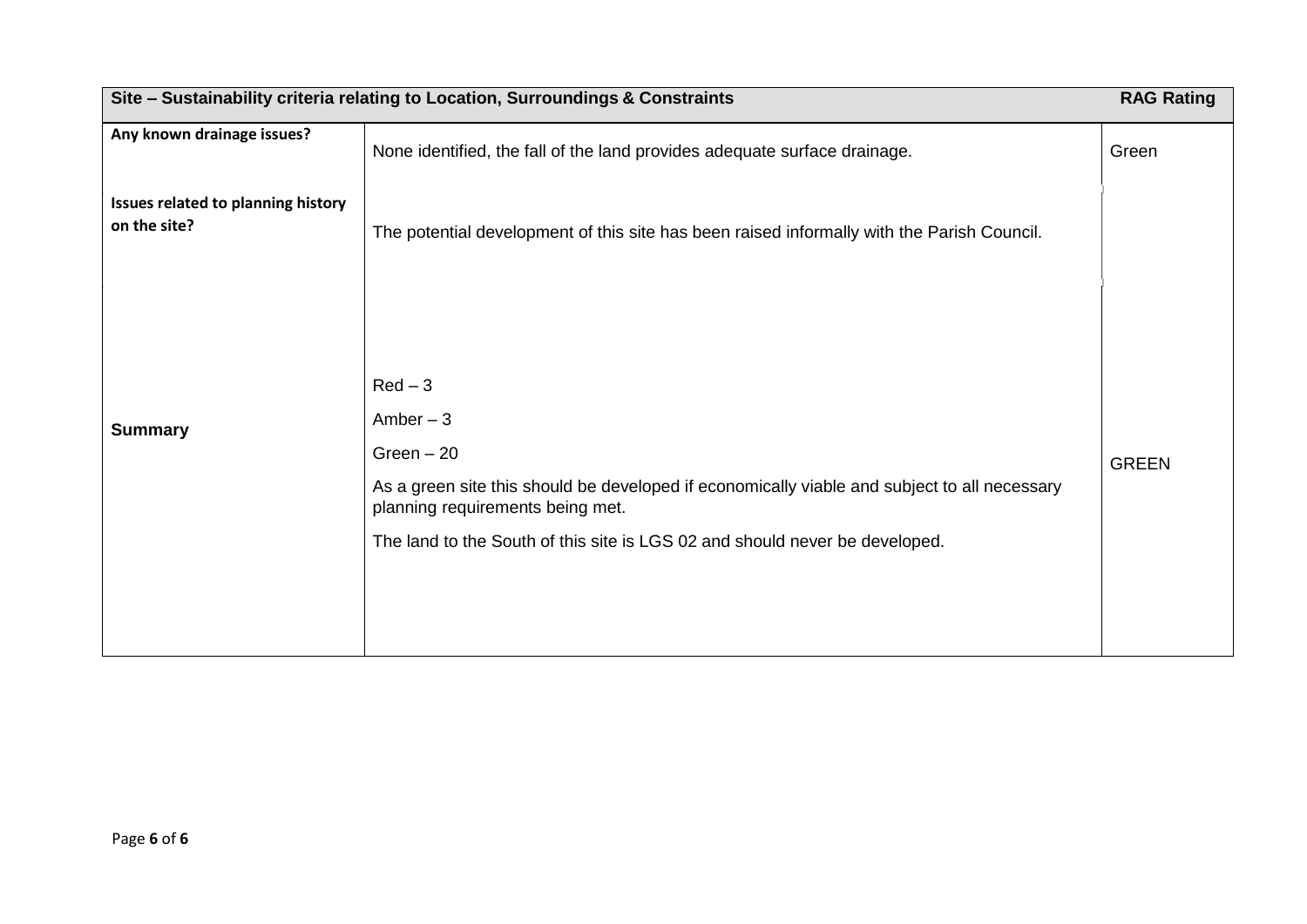| Site – Sustainability criteria relating to Location, Surroundings & Constraints | | RAG Rating |
|---|---|---|
| **Any known drainage issues?** | None identified, the fall of the land provides adequate surface drainage. | Green |
| **Issues related to planning history on the site?** | The potential development of this site has been raised informally with the Parish Council. | |
| **Summary** | Red – 3<br><br>Amber – 3<br><br>Green – 20<br><br>As a green site this should be developed if economically viable and subject to all necessary planning requirements being met.<br><br>The land to the South of this site is LGS 02 and should never be developed. | GREEN |